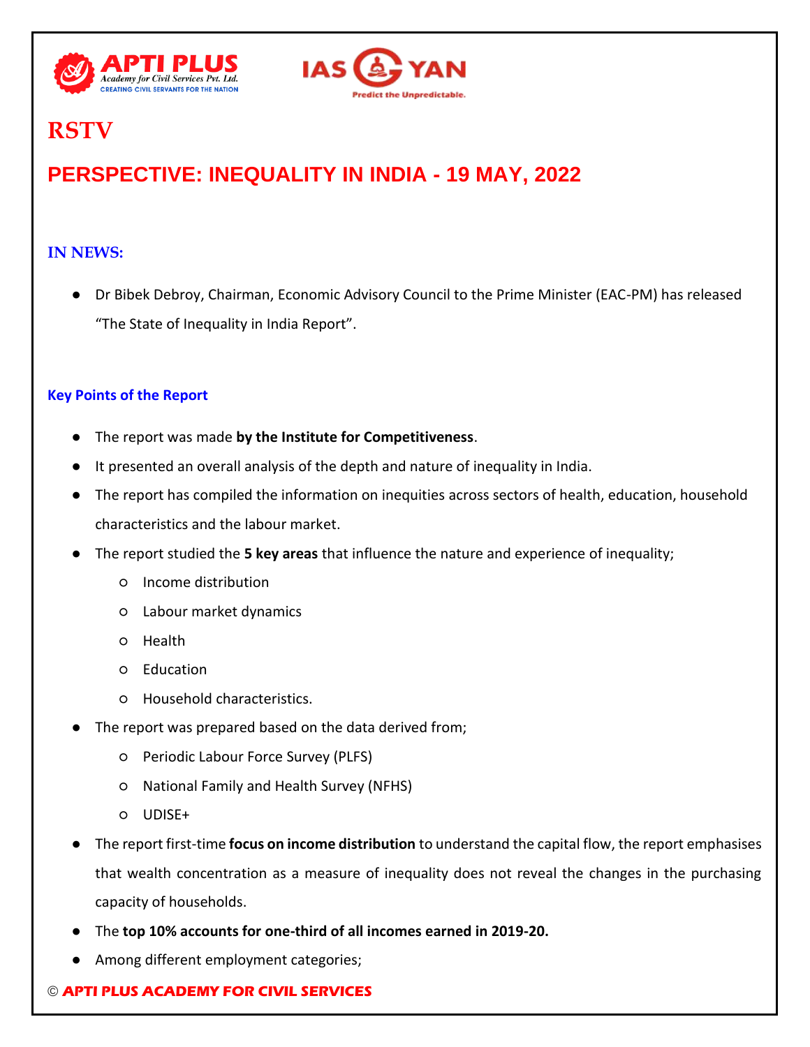# RSTV

## PERSPECTIVE: INEQUALITY IN INDIA - 19 MAY, 2022

### IN NEWS:

- Dr Bibek Debroy, Chairman, Economic Advisory Council to the Prime Minister (EAC-PM) has released "The State of Inequality in India Report".

### Key Points of the Report

- The report was made **by the Institute for Competitiveness**.
- It presented an overall analysis of the depth and nature of inequality in India.
- The report has compiled the information on inequities across sectors of health, education, household characteristics and the labour market.
- The report studied the **5 key areas** that influence the nature and experience of inequality;
    - Income distribution
    - Labour market dynamics
    - Health
    - Education
    - Household characteristics.
- The report was prepared based on the data derived from;
    - Periodic Labour Force Survey (PLFS)
    - National Family and Health Survey (NFHS)
    - UDISE+
- The report first-time **focus on income distribution** to understand the capital flow, the report emphasises that wealth concentration as a measure of inequality does not reveal the changes in the purchasing capacity of households.
- The **top 10% accounts for one-third of all incomes earned in 2019-20.**
- Among different employment categories;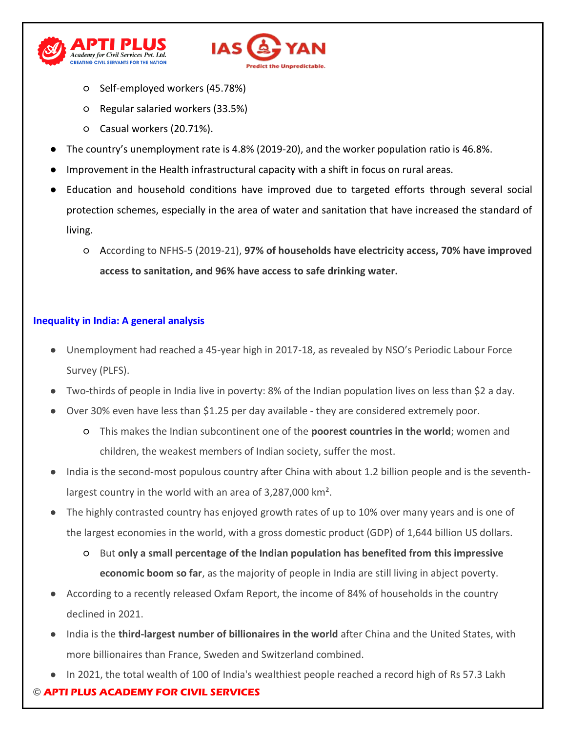- Self-employed workers (45.78%)
  - Regular salaried workers (33.5%)
  - Casual workers (20.71%).
- The country's unemployment rate is 4.8% (2019-20), and the worker population ratio is 46.8%.
- Improvement in the Health infrastructural capacity with a shift in focus on rural areas.
- Education and household conditions have improved due to targeted efforts through several social protection schemes, especially in the area of water and sanitation that have increased the standard of living.
  - According to NFHS-5 (2019-21), **97% of households have electricity access, 70% have improved access to sanitation, and 96% have access to safe drinking water.**

### Inequality in India: A general analysis

- Unemployment had reached a 45-year high in 2017-18, as revealed by NSO's Periodic Labour Force Survey (PLFS).
- Two-thirds of people in India live in poverty: 8% of the Indian population lives on less than $2 a day.
- Over 30% even have less than $1.25 per day available - they are considered extremely poor.
  - This makes the Indian subcontinent one of the **poorest countries in the world**; women and children, the weakest members of Indian society, suffer the most.
- India is the second-most populous country after China with about 1.2 billion people and is the seventh-largest country in the world with an area of 3,287,000 km².
- The highly contrasted country has enjoyed growth rates of up to 10% over many years and is one of the largest economies in the world, with a gross domestic product (GDP) of 1,644 billion US dollars.
  - But **only a small percentage of the Indian population has benefited from this impressive economic boom so far**, as the majority of people in India are still living in abject poverty.
- According to a recently released Oxfam Report, the income of 84% of households in the country declined in 2021.
- India is the **third-largest number of billionaires in the world** after China and the United States, with more billionaires than France, Sweden and Switzerland combined.
- In 2021, the total wealth of 100 of India's wealthiest people reached a record high of Rs 57.3 Lakh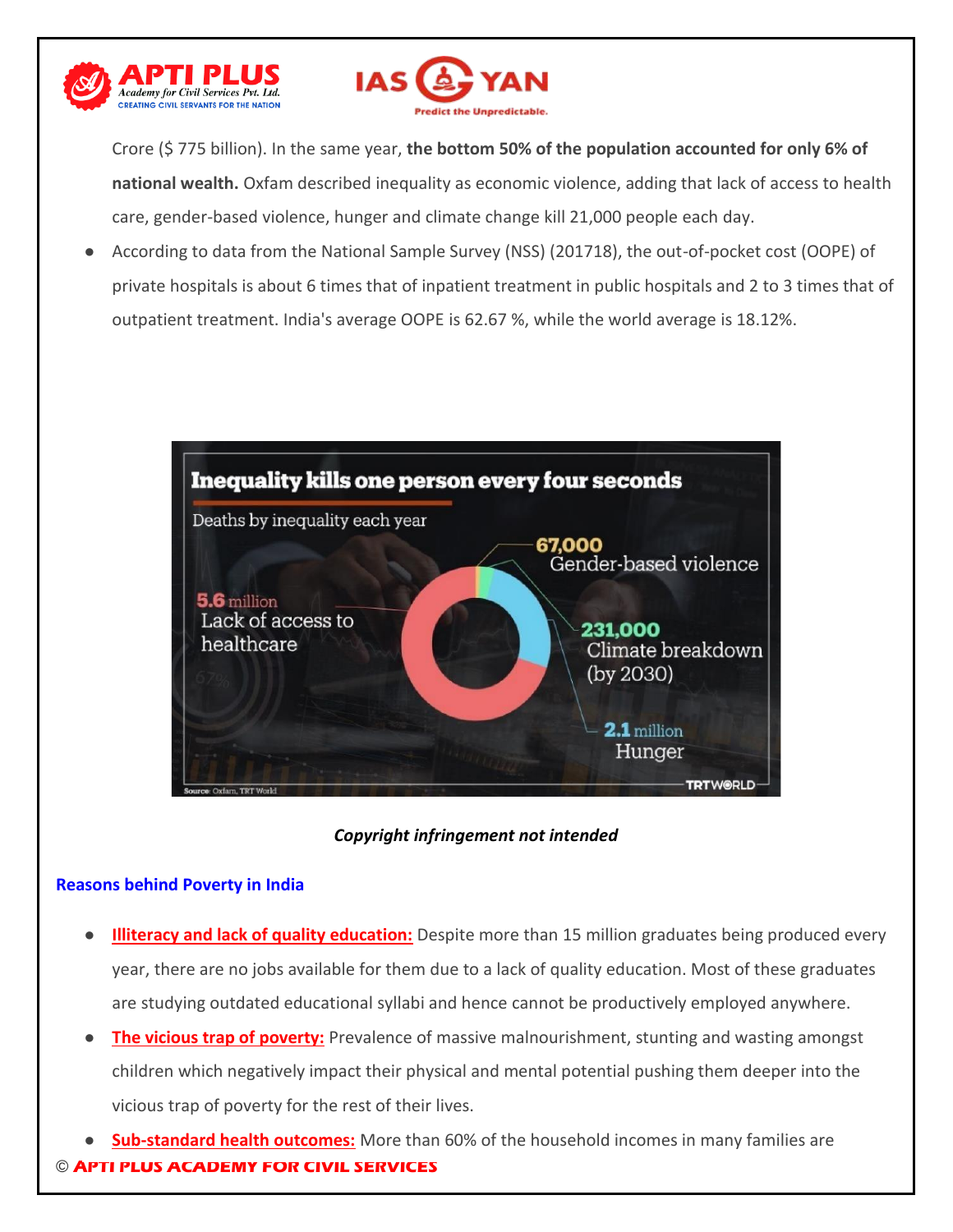Crore ($ 775 billion). In the same year, **the bottom 50% of the population accounted for only 6% of national wealth.** Oxfam described inequality as economic violence, adding that lack of access to health care, gender-based violence, hunger and climate change kill 21,000 people each day.

- According to data from the National Sample Survey (NSS) (201718), the out-of-pocket cost (OOPE) of private hospitals is about 6 times that of inpatient treatment in public hospitals and 2 to 3 times that of outpatient treatment. India's average OOPE is 62.67 %, while the world average is 18.12%.

***Copyright infringement not intended***

### Reasons behind Poverty in India

- **Illiteracy and lack of quality education:** Despite more than 15 million graduates being produced every year, there are no jobs available for them due to a lack of quality education. Most of these graduates are studying outdated educational syllabi and hence cannot be productively employed anywhere.
- **The vicious trap of poverty:** Prevalence of massive malnourishment, stunting and wasting amongst children which negatively impact their physical and mental potential pushing them deeper into the vicious trap of poverty for the rest of their lives.
- **Sub-standard health outcomes:** More than 60% of the household incomes in many families are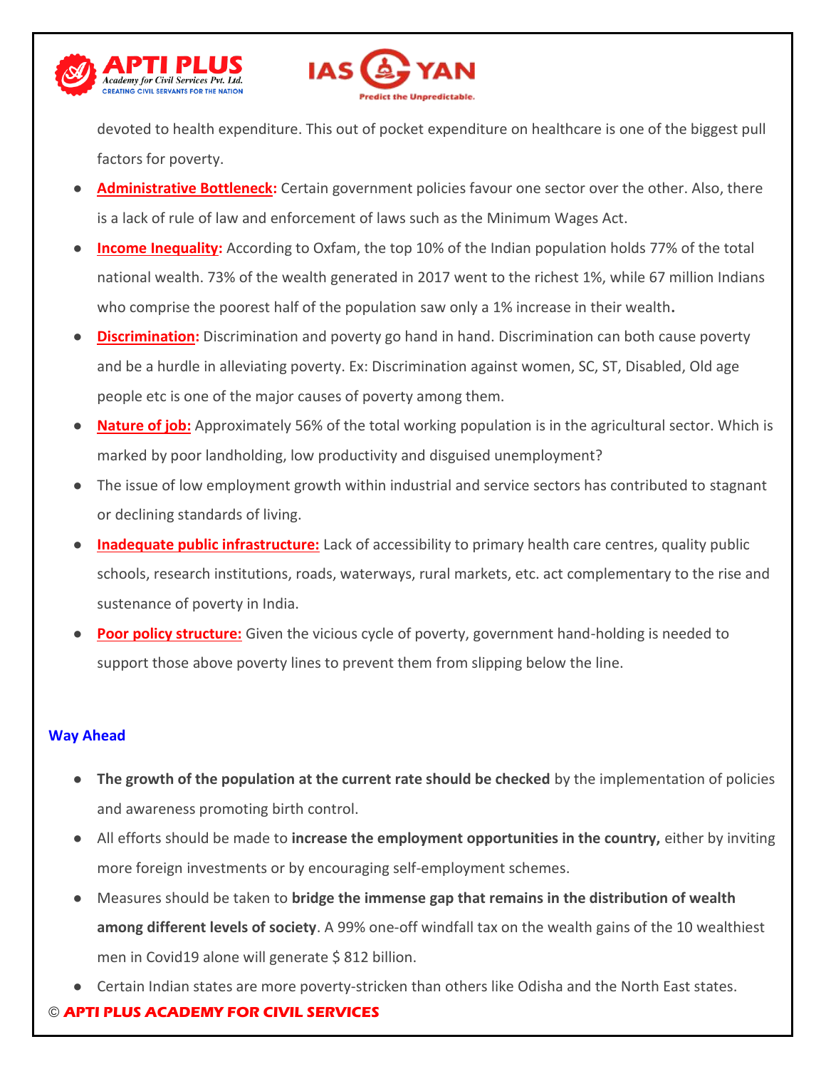devoted to health expenditure. This out of pocket expenditure on healthcare is one of the biggest pull factors for poverty.

- **Administrative Bottleneck:** Certain government policies favour one sector over the other. Also, there is a lack of rule of law and enforcement of laws such as the Minimum Wages Act.
- **Income Inequality:** According to Oxfam, the top 10% of the Indian population holds 77% of the total national wealth. 73% of the wealth generated in 2017 went to the richest 1%, while 67 million Indians who comprise the poorest half of the population saw only a 1% increase in their wealth**.**
- **Discrimination:** Discrimination and poverty go hand in hand. Discrimination can both cause poverty and be a hurdle in alleviating poverty. Ex: Discrimination against women, SC, ST, Disabled, Old age people etc is one of the major causes of poverty among them.
- **Nature of job:** Approximately 56% of the total working population is in the agricultural sector. Which is marked by poor landholding, low productivity and disguised unemployment?
- The issue of low employment growth within industrial and service sectors has contributed to stagnant or declining standards of living.
- **Inadequate public infrastructure:** Lack of accessibility to primary health care centres, quality public schools, research institutions, roads, waterways, rural markets, etc. act complementary to the rise and sustenance of poverty in India.
- **Poor policy structure:** Given the vicious cycle of poverty, government hand-holding is needed to support those above poverty lines to prevent them from slipping below the line.

### Way Ahead

- **The growth of the population at the current rate should be checked** by the implementation of policies and awareness promoting birth control.
- All efforts should be made to **increase the employment opportunities in the country,** either by inviting more foreign investments or by encouraging self-employment schemes.
- Measures should be taken to **bridge the immense gap that remains in the distribution of wealth among different levels of society**. A 99% one-off windfall tax on the wealth gains of the 10 wealthiest men in Covid19 alone will generate $ 812 billion.
- Certain Indian states are more poverty-stricken than others like Odisha and the North East states.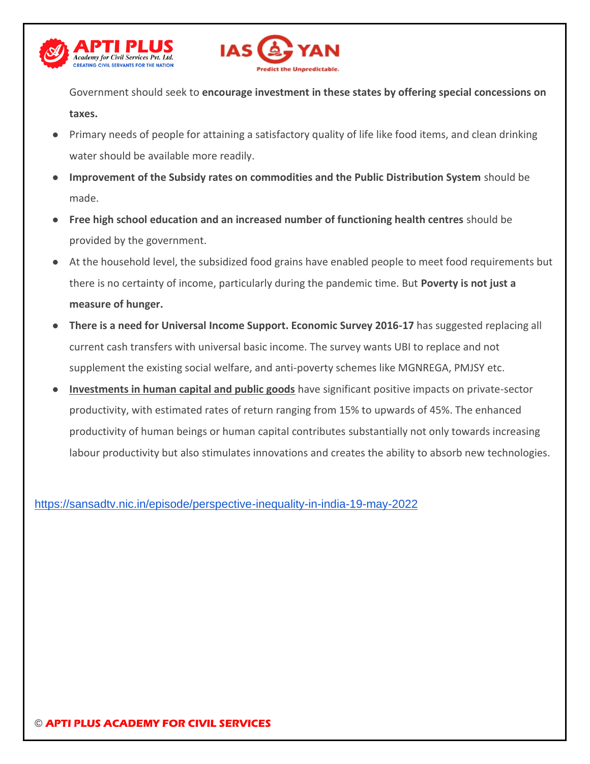Government should seek to **encourage investment in these states by offering special concessions on taxes.**

- Primary needs of people for attaining a satisfactory quality of life like food items, and clean drinking water should be available more readily.
- **Improvement of the Subsidy rates on commodities and the Public Distribution System** should be made.
- **Free high school education and an increased number of functioning health centres** should be provided by the government.
- At the household level, the subsidized food grains have enabled people to meet food requirements but there is no certainty of income, particularly during the pandemic time. But **Poverty is not just a measure of hunger.**
- **There is a need for Universal Income Support. Economic Survey 2016-17** has suggested replacing all current cash transfers with universal basic income. The survey wants UBI to replace and not supplement the existing social welfare, and anti-poverty schemes like MGNREGA, PMJSY etc.
- **Investments in human capital and public goods** have significant positive impacts on private-sector productivity, with estimated rates of return ranging from 15% to upwards of 45%. The enhanced productivity of human beings or human capital contributes substantially not only towards increasing labour productivity but also stimulates innovations and creates the ability to absorb new technologies.

https://sansadtv.nic.in/episode/perspective-inequality-in-india-19-may-2022